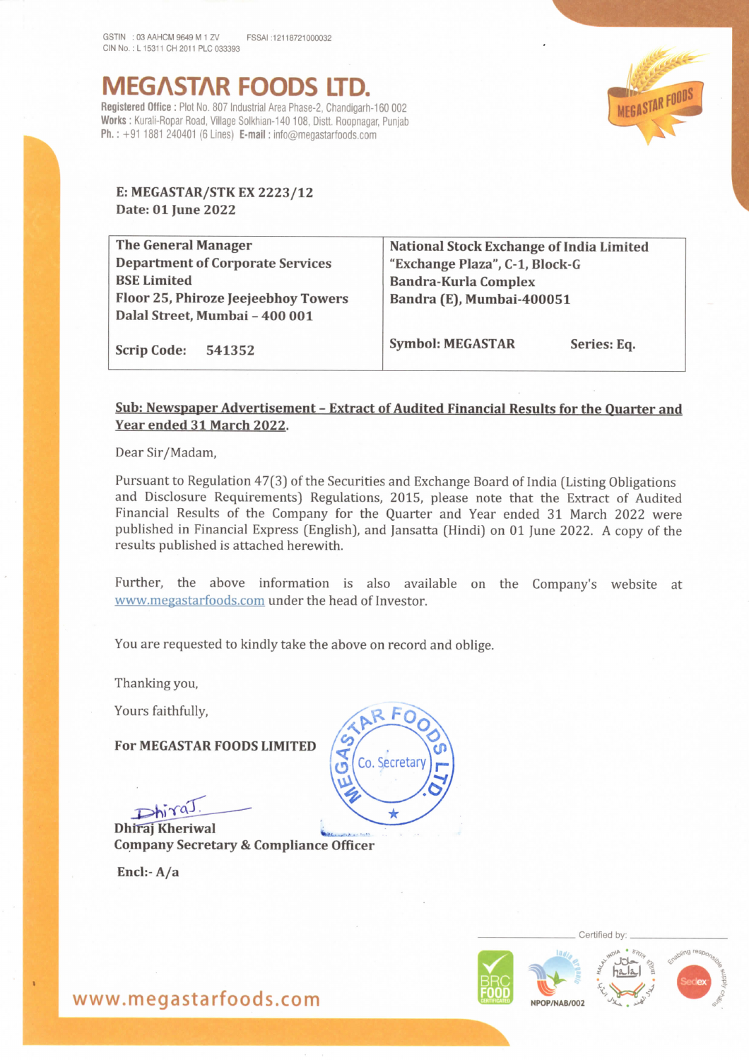GSTIN : 03 AAHCM 9649 M 1 ZV FSSAI :12118721000032
CIN No. : L 15311 CH 2011 PLC 033393

# MEGASTAR FOODS LTD.

**Registered Office :** Plot No. 807 Industrial Area Phase-2, Chandigarh-160 002
**Works :** Kurali-Ropar Road, Village Solkhian-140 108, Distt. Roopnagar, Punjab
**Ph. :** +91 1881 240401 (6 Lines) **E-mail :** info@megastarfoods.com

**E: MEGASTAR/STK EX 2223/12**
**Date: 01 June 2022**

| | |
|---|---|
| **The General Manager**<br>**Department of Corporate Services**<br>**BSE Limited**<br>**Floor 25, Phiroze Jeejeebhoy Towers**<br>**Dalal Street, Mumbai – 400 001** | **National Stock Exchange of India Limited**<br>**"Exchange Plaza", C-1, Block-G**<br>**Bandra-Kurla Complex**<br>**Bandra (E), Mumbai-400051** |
| **Scrip Code: 541352** | **Symbol: MEGASTAR Series: Eq.** |

**Sub: Newspaper Advertisement – Extract of Audited Financial Results for the Quarter and Year ended 31 March 2022.**

Dear Sir/Madam,

Pursuant to Regulation 47(3) of the Securities and Exchange Board of India (Listing Obligations and Disclosure Requirements) Regulations, 2015, please note that the Extract of Audited Financial Results of the Company for the Quarter and Year ended 31 March 2022 were published in Financial Express (English), and Jansatta (Hindi) on 01 June 2022. A copy of the results published is attached herewith.

Further, the above information is also available on the Company's website at www.megastarfoods.com under the head of Investor.

You are requested to kindly take the above on record and oblige.

Thanking you,

Yours faithfully,

**For MEGASTAR FOODS LIMITED**

Dhiraj Kheriwal
**Company Secretary & Compliance Officer**

**Encl:- A/a**

Certified by: NPOP/NAB/002

www.megastarfoods.com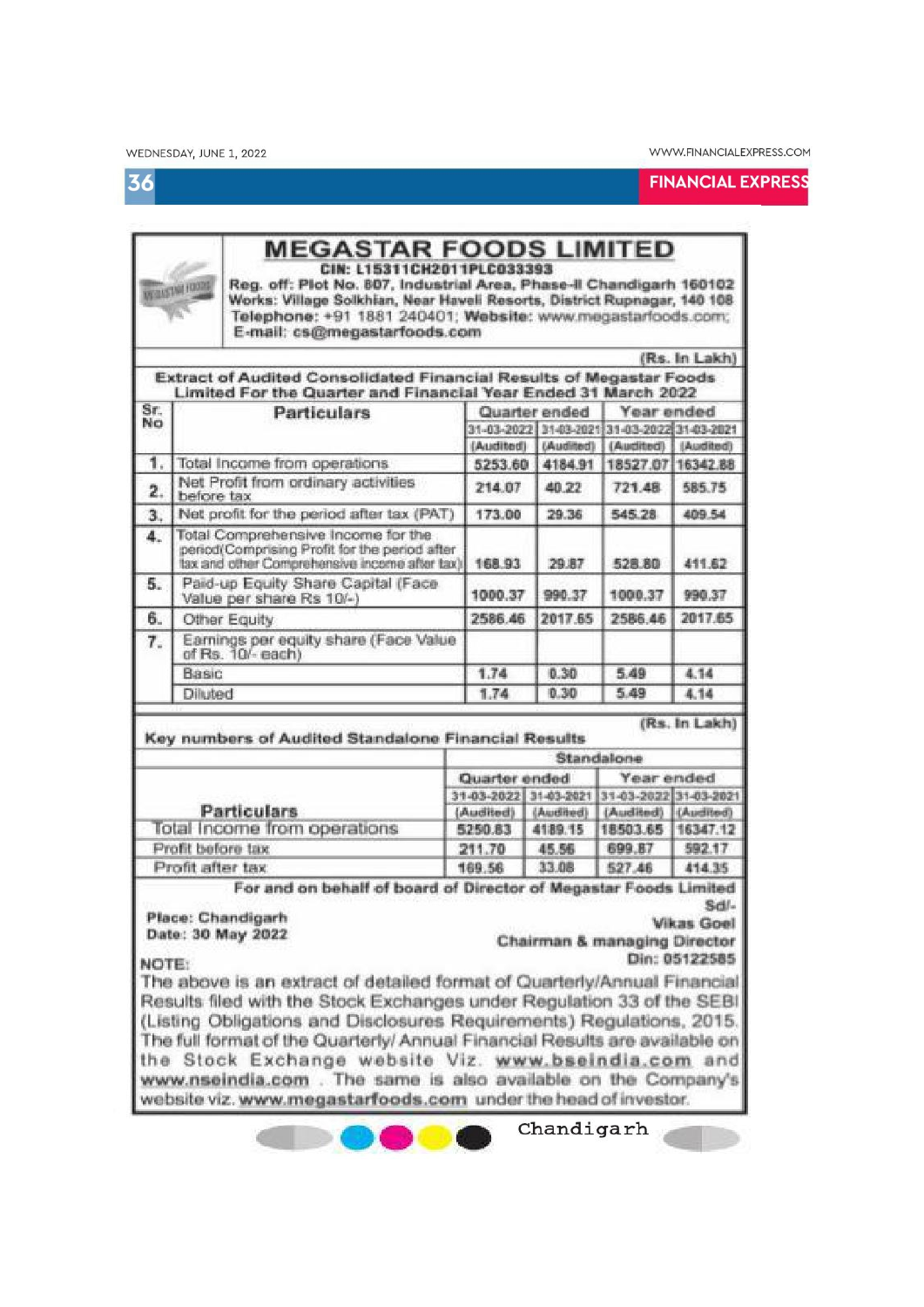# MEGASTAR FOODS LIMITED

**CIN: L15311CH2011PLC033393**

**Reg. off: Plot No. 807, Industrial Area, Phase-II Chandigarh 160102**
**Works: Village Solkhian, Near Haveli Resorts, District Rupnagar, 140 108**
**Telephone:** +91 1881 240401; **Website:** www.megastarfoods.com;
E-mail: cs@megastarfoods.com

(Rs. In Lakh)

**Extract of Audited Consolidated Financial Results of Megastar Foods Limited For the Quarter and Financial Year Ended 31 March 2022**

| Sr. No | Particulars | Quarter ended | | Year ended | |
|---|---|---|---|---|---|
| | | 31-03-2022 (Audited) | 31-03-2021 (Audited) | 31-03-2022 (Audited) | 31-03-2021 (Audited) |
| 1. | Total Income from operations | 5253.60 | 4184.91 | 18527.07 | 16342.88 |
| 2. | Net Profit from ordinary activities before tax | 214.07 | 40.22 | 721.48 | 585.75 |
| 3. | Net profit for the period after tax (PAT) | 173.00 | 29.36 | 545.28 | 409.54 |
| 4. | Total Comprehensive Income for the period(Comprising Profit for the period after tax and other Comprehensive income after tax) | 168.93 | 29.87 | 528.80 | 411.62 |
| 5. | Paid-up Equity Share Capital (Face Value per share Rs 10/-) | 1000.37 | 990.37 | 1000.37 | 990.37 |
| 6. | Other Equity | 2586.46 | 2017.65 | 2586.46 | 2017.65 |
| 7. | Earnings per equity share (Face Value of Rs. 10/- each) | | | | |
| | Basic | 1.74 | 0.30 | 5.49 | 4.14 |
| | Diluted | 1.74 | 0.30 | 5.49 | 4.14 |

(Rs. In Lakh)

**Key numbers of Audited Standalone Financial Results**

| Particulars | Standalone | | | |
|---|---|---|---|---|
| | Quarter ended | | Year ended | |
| | 31-03-2022 (Audited) | 31-03-2021 (Audited) | 31-03-2022 (Audited) | 31-03-2021 (Audited) |
| Total Income from operations | 5250.83 | 4189.15 | 18503.65 | 16347.12 |
| Profit before tax | 211.70 | 45.56 | 699.87 | 592.17 |
| Profit after tax | 169.56 | 33.08 | 527.46 | 414.35 |

**For and on behalf of board of Director of Megastar Foods Limited**

Sd/-
**Vikas Goel**
**Chairman & managing Director**
**Din: 05122585**

**Place: Chandigarh**
**Date: 30 May 2022**

NOTE:
The above is an extract of detailed format of Quarterly/Annual Financial Results filed with the Stock Exchanges under Regulation 33 of the SEBI (Listing Obligations and Disclosures Requirements) Regulations, 2015. The full format of the Quarterly/ Annual Financial Results are available on the Stock Exchange website Viz. **www.bseindia.com** and **www.nseindia.com** . The same is also available on the Company's website viz. **www.megastarfoods.com** under the head of investor.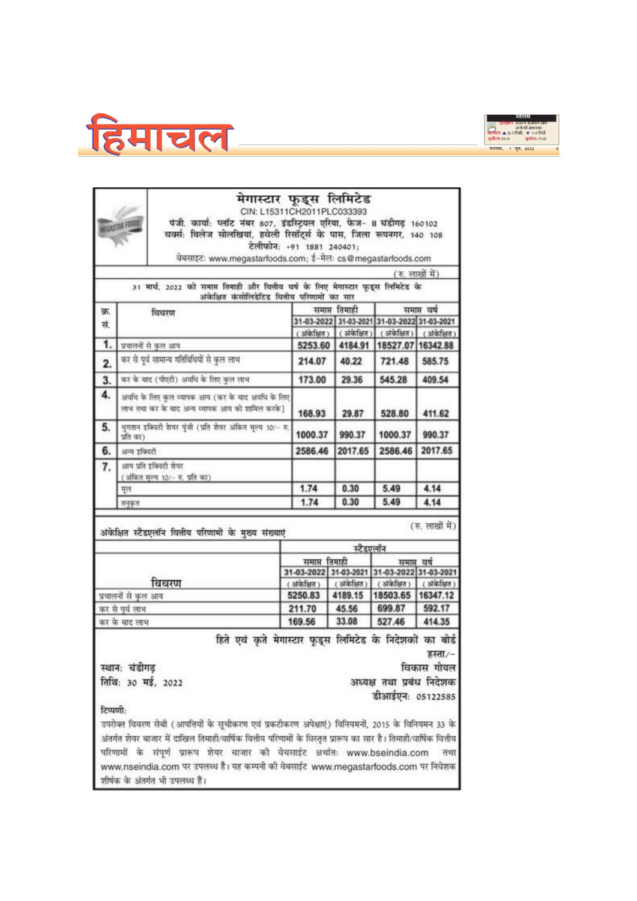# हिमाचल

## मेगास्टार फूड्स लिमिटेड

CIN: L15311CH2011PLC033393

पंजी. कार्या: प्लॉट नंबर 807, इंडस्ट्रियल एरिया, फेज- II चंडीगढ़ 160102

वर्क्स: विलेज सोलखियां, हवेली रिसॉर्ट्स के पास, जिला रूपनगर, 140 108

टेलीफोन: +91 1881 240401;

वेबसाइट: www.megastarfoods.com; ई-मेल: cs@megastarfoods.com

(रु. लाखों में)

31 मार्च, 2022 को समाप्त तिमाही और वित्तीय वर्ष के लिए मेगास्टार फूड्स लिमिटेड के अंकेक्षित कंसोलिडेटेड वित्तीय परिणामों का सार

| क्र. सं. | विवरण | समाप्त तिमाही | | समाप्त वर्ष | |
|---|---|---|---|---|---|
| | | 31-03-2022 | 31-03-2021 | 31-03-2022 | 31-03-2021 |
| | | (अंकेक्षित) | (अंकेक्षित) | (अंकेक्षित) | (अंकेक्षित) |
| 1. | प्रचालनों से कुल आय | 5253.60 | 4184.91 | 18527.07 | 16342.88 |
| 2. | कर से पूर्व सामान्य गतिविधियों से कुल लाभ | 214.07 | 40.22 | 721.48 | 585.75 |
| 3. | कर के बाद (पीएटी) अवधि के लिए कुल लाभ | 173.00 | 29.36 | 545.28 | 409.54 |
| 4. | अवधि के लिए कुल व्यापक आय (कर के बाद अवधि के लिए लाभ तथा कर के बाद अन्य व्यापक आय को शामिल करके] | 168.93 | 29.87 | 528.80 | 411.62 |
| 5. | भुगतान इक्विटी शेयर पूंजी (प्रति शेयर अंकित मूल्य 10/- रु. प्रति का) | 1000.37 | 990.37 | 1000.37 | 990.37 |
| 6. | अन्य इक्विटी | 2586.46 | 2017.65 | 2586.46 | 2017.65 |
| 7. | आय प्रति इक्विटी शेयर (अंकित मूल्य 10/- रु. प्रति का) | | | | |
| | मूल | 1.74 | 0.30 | 5.49 | 4.14 |
| | तनुकृत | 1.74 | 0.30 | 5.49 | 4.14 |

### अंकेक्षित स्टैंडएलॉन वित्तीय परिणामों के मुख्य संख्याएं

(रु. लाखों में)

| विवरण | स्टैंडएलॉन | | | |
|---|---|---|---|---|
| | समाप्त तिमाही | | समाप्त वर्ष | |
| | 31-03-2022 | 31-03-2021 | 31-03-2022 | 31-03-2021 |
| | (अंकेक्षित) | (अंकेक्षित) | (अंकेक्षित) | (अंकेक्षित) |
| प्रचालनों से कुल आय | 5250.83 | 4189.15 | 18503.65 | 16347.12 |
| कर से पूर्व लाभ | 211.70 | 45.56 | 699.87 | 592.17 |
| कर के बाद लाभ | 169.56 | 33.08 | 527.46 | 414.35 |

हिते एवं कृते मेगास्टार फूड्स लिमिटेड के निदेशकों का बोर्ड

हस्ता/-

स्थान: चंडीगढ़

तिथि: 30 मई, 2022

विकास गोयल

अध्यक्ष तथा प्रबंध निदेशक

डीआईएन: 05122585

टिप्पणी:

उपरोक्त विवरण सेबी (आपत्तियों के सूचीकरण एवं प्रकटीकरण अपेक्षाएं) विनियमनों, 2015 के विनियमन 33 के अंतर्गत शेयर बाजार में दाखिल तिमाही/वार्षिक वित्तीय परिणामों के विस्तृत प्रारूप का सार है। तिमाही/वार्षिक वित्तीय परिणामों के संपूर्ण प्रारूप शेयर बाजार की वेबसाईट अर्थात: www.bseindia.com तथा www.nseindia.com पर उपलब्ध है। यह कम्पनी की वेबसाईट www.megastarfoods.com पर निवेशक शीर्षक के अंतर्गत भी उपलब्ध है।